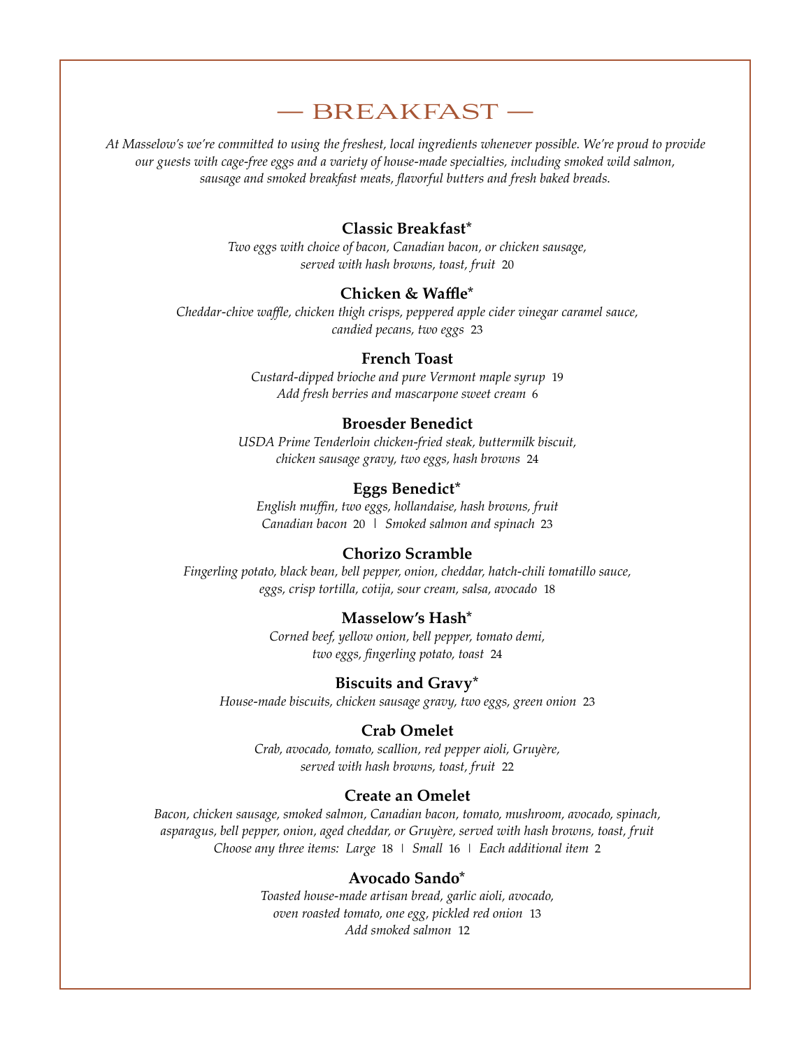# — BREAKFAST —

*At Masselow's we're committed to using the freshest, local ingredients whenever possible. We're proud to provide our guests with cage-free eggs and a variety of house-made specialties, including smoked wild salmon, sausage and smoked breakfast meats, flavorful butters and fresh baked breads.*

**Classic Breakfast***

*Two eggs with choice of bacon, Canadian bacon, or chicken sausage, served with hash browns, toast, fruit* 20

**Chicken & Waffle***

*Cheddar-chive waffle, chicken thigh crisps, peppered apple cider vinegar caramel sauce, candied pecans, two eggs* 23

**French Toast**

*Custard-dipped brioche and pure Vermont maple syrup* 19
*Add fresh berries and mascarpone sweet cream* 6

**Broesder Benedict**

*USDA Prime Tenderloin chicken-fried steak, buttermilk biscuit, chicken sausage gravy, two eggs, hash browns* 24

**Eggs Benedict***

*English muffin, two eggs, hollandaise, hash browns, fruit*
*Canadian bacon* 20 | *Smoked salmon and spinach* 23

**Chorizo Scramble**

*Fingerling potato, black bean, bell pepper, onion, cheddar, hatch-chili tomatillo sauce, eggs, crisp tortilla, cotija, sour cream, salsa, avocado* 18

**Masselow's Hash***

*Corned beef, yellow onion, bell pepper, tomato demi, two eggs, fingerling potato, toast* 24

**Biscuits and Gravy***

*House-made biscuits, chicken sausage gravy, two eggs, green onion* 23

**Crab Omelet**

*Crab, avocado, tomato, scallion, red pepper aioli, Gruyère, served with hash browns, toast, fruit* 22

**Create an Omelet**

*Bacon, chicken sausage, smoked salmon, Canadian bacon, tomato, mushroom, avocado, spinach, asparagus, bell pepper, onion, aged cheddar, or Gruyère, served with hash browns, toast, fruit*
*Choose any three items: Large* 18 | *Small* 16 | *Each additional item* 2

**Avocado Sando***

*Toasted house-made artisan bread, garlic aioli, avocado, oven roasted tomato, one egg, pickled red onion* 13
*Add smoked salmon* 12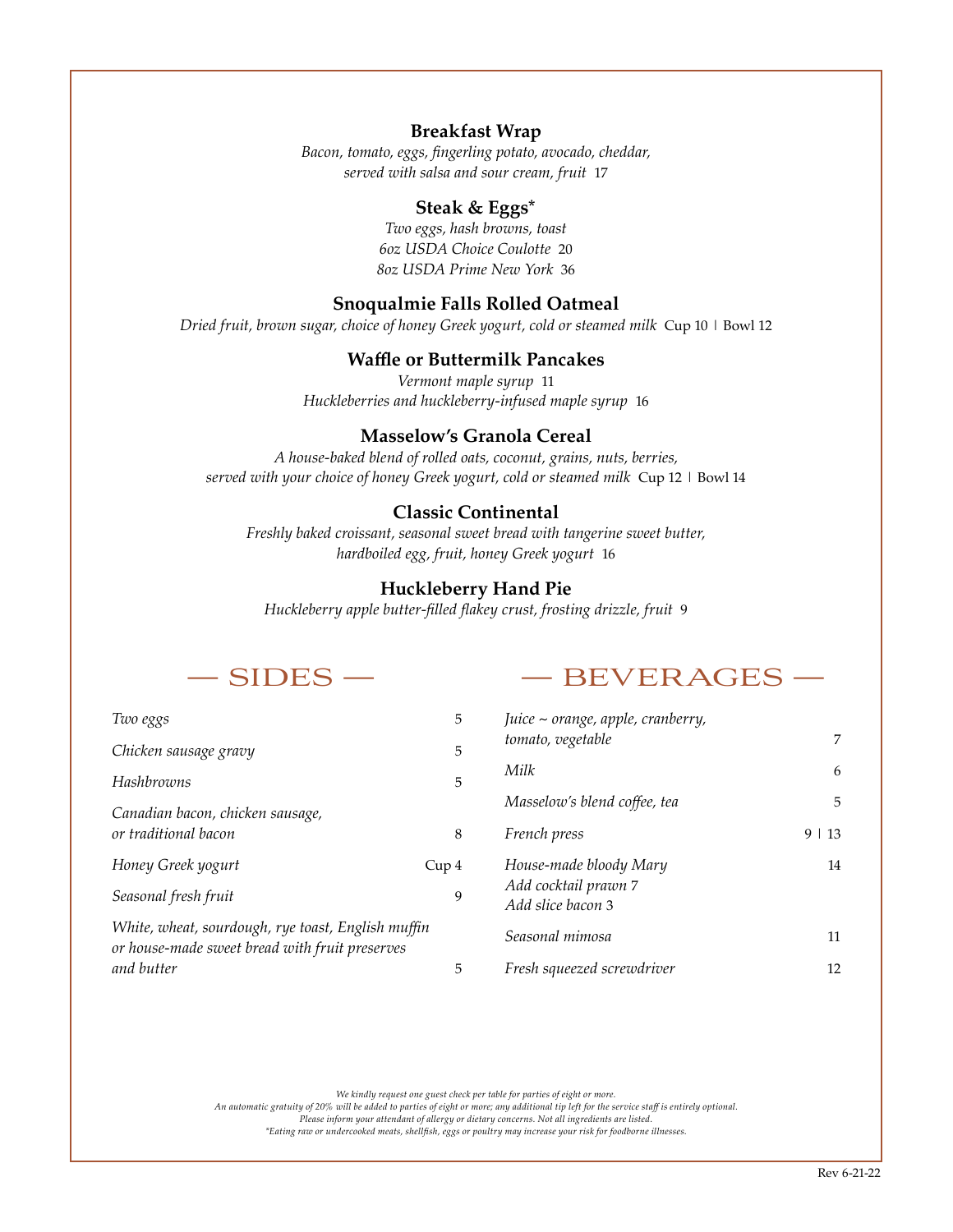### Breakfast Wrap

*Bacon, tomato, eggs, fingerling potato, avocado, cheddar, served with salsa and sour cream, fruit* 17

### Steak & Eggs*

*Two eggs, hash browns, toast*
*6oz USDA Choice Coulotte* 20
*8oz USDA Prime New York* 36

### Snoqualmie Falls Rolled Oatmeal

*Dried fruit, brown sugar, choice of honey Greek yogurt, cold or steamed milk* Cup 10 | Bowl 12

### Waffle or Buttermilk Pancakes

*Vermont maple syrup* 11
*Huckleberries and huckleberry-infused maple syrup* 16

### Masselow's Granola Cereal

*A house-baked blend of rolled oats, coconut, grains, nuts, berries, served with your choice of honey Greek yogurt, cold or steamed milk* Cup 12 | Bowl 14

### Classic Continental

*Freshly baked croissant, seasonal sweet bread with tangerine sweet butter, hardboiled egg, fruit, honey Greek yogurt* 16

### Huckleberry Hand Pie

*Huckleberry apple butter-filled flakey crust, frosting drizzle, fruit* 9

## — SIDES —

| | |
|---|---|
| *Two eggs* | 5 |
| *Chicken sausage gravy* | 5 |
| *Hashbrowns* | 5 |
| *Canadian bacon, chicken sausage, or traditional bacon* | 8 |
| *Honey Greek yogurt* | Cup 4 |
| *Seasonal fresh fruit* | 9 |
| *White, wheat, sourdough, rye toast, English muffin or house-made sweet bread with fruit preserves and butter* | 5 |

## — BEVERAGES —

| | |
|---|---|
| *Juice ~ orange, apple, cranberry, tomato, vegetable* | 7 |
| *Milk* | 6 |
| *Masselow's blend coffee, tea* | 5 |
| *French press* | 9 \| 13 |
| *House-made bloody Mary* | 14 |
| *Add cocktail prawn 7* | |
| *Add slice bacon 3* | |
| *Seasonal mimosa* | 11 |
| *Fresh squeezed screwdriver* | 12 |

*We kindly request one guest check per table for parties of eight or more.*
*An automatic gratuity of 20% will be added to parties of eight or more; any additional tip left for the service staff is entirely optional.*
*Please inform your attendant of allergy or dietary concerns. Not all ingredients are listed.*
*\*Eating raw or undercooked meats, shellfish, eggs or poultry may increase your risk for foodborne illnesses.*

Rev 6-21-22